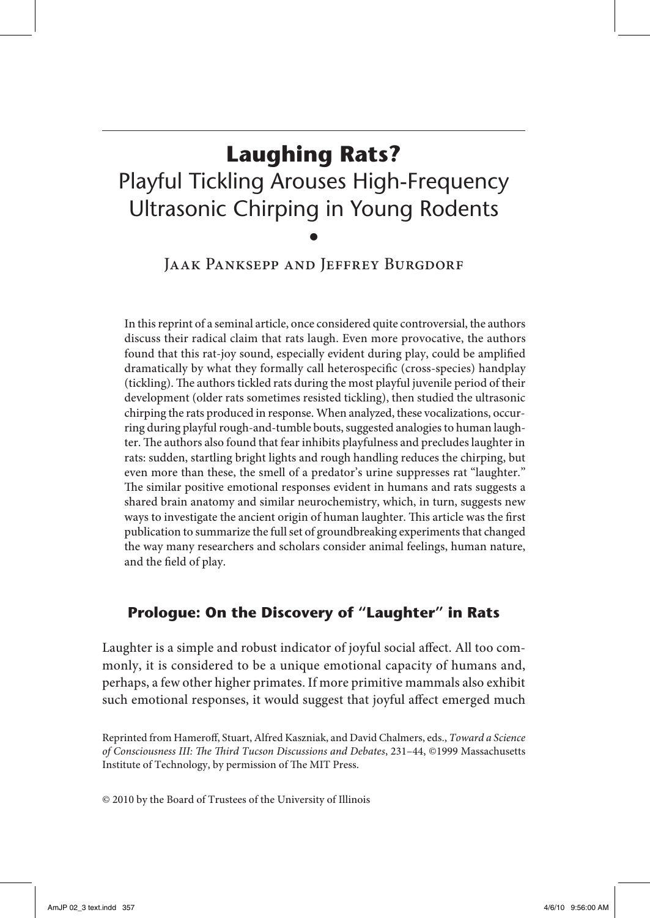# Laughing Rats?

## Playful Tickling Arouses High-Frequency Ultrasonic Chirping in Young Rodents

•

Jaak Panksepp and Jeffrey Burgdorf

In this reprint of a seminal article, once considered quite controversial, the authors discuss their radical claim that rats laugh. Even more provocative, the authors found that this rat-joy sound, especially evident during play, could be amplified dramatically by what they formally call heterospecific (cross-species) handplay (tickling). The authors tickled rats during the most playful juvenile period of their development (older rats sometimes resisted tickling), then studied the ultrasonic chirping the rats produced in response. When analyzed, these vocalizations, occurring during playful rough-and-tumble bouts, suggested analogies to human laughter. The authors also found that fear inhibits playfulness and precludes laughter in rats: sudden, startling bright lights and rough handling reduces the chirping, but even more than these, the smell of a predator's urine suppresses rat "laughter." The similar positive emotional responses evident in humans and rats suggests a shared brain anatomy and similar neurochemistry, which, in turn, suggests new ways to investigate the ancient origin of human laughter. This article was the first publication to summarize the full set of groundbreaking experiments that changed the way many researchers and scholars consider animal feelings, human nature, and the field of play.

### Prologue: On the Discovery of "Laughter" in Rats

Laughter is a simple and robust indicator of joyful social affect. All too commonly, it is considered to be a unique emotional capacity of humans and, perhaps, a few other higher primates. If more primitive mammals also exhibit such emotional responses, it would suggest that joyful affect emerged much

Reprinted from Hameroff, Stuart, Alfred Kaszniak, and David Chalmers, eds., *Toward a Science of Consciousness III: The Third Tucson Discussions and Debates*, 231–44, ©1999 Massachusetts Institute of Technology, by permission of The MIT Press.

© 2010 by the Board of Trustees of the University of Illinois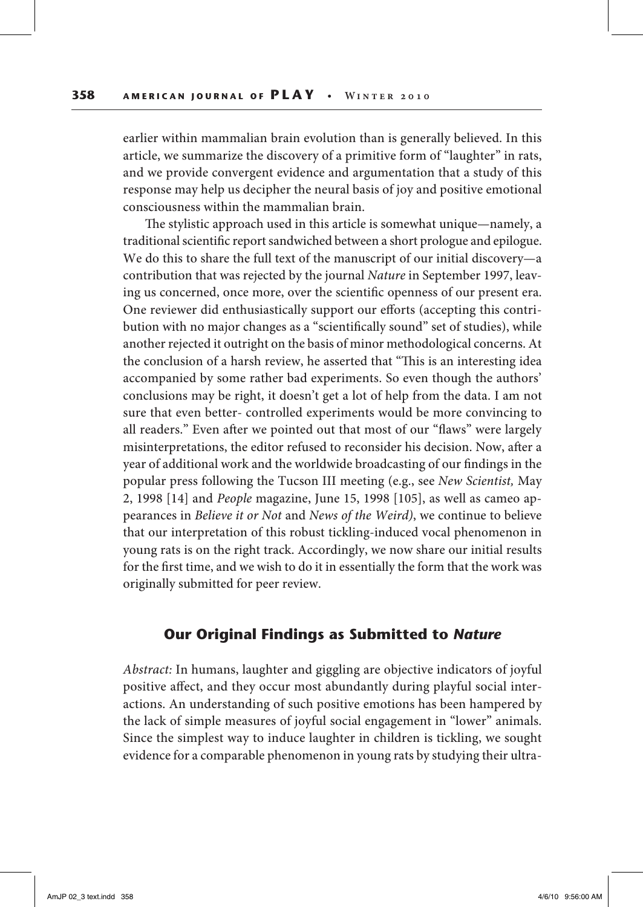earlier within mammalian brain evolution than is generally believed. In this article, we summarize the discovery of a primitive form of "laughter" in rats, and we provide convergent evidence and argumentation that a study of this response may help us decipher the neural basis of joy and positive emotional consciousness within the mammalian brain.

The stylistic approach used in this article is somewhat unique—namely, a traditional scientific report sandwiched between a short prologue and epilogue. We do this to share the full text of the manuscript of our initial discovery—a contribution that was rejected by the journal *Nature* in September 1997, leaving us concerned, once more, over the scientific openness of our present era. One reviewer did enthusiastically support our efforts (accepting this contribution with no major changes as a "scientifically sound" set of studies), while another rejected it outright on the basis of minor methodological concerns. At the conclusion of a harsh review, he asserted that "This is an interesting idea accompanied by some rather bad experiments. So even though the authors' conclusions may be right, it doesn't get a lot of help from the data. I am not sure that even better- controlled experiments would be more convincing to all readers." Even after we pointed out that most of our "flaws" were largely misinterpretations, the editor refused to reconsider his decision. Now, after a year of additional work and the worldwide broadcasting of our findings in the popular press following the Tucson III meeting (e.g., see *New Scientist,* May 2, 1998 [14] and *People* magazine, June 15, 1998 [105], as well as cameo appearances in *Believe it or Not* and *News of the Weird)*, we continue to believe that our interpretation of this robust tickling-induced vocal phenomenon in young rats is on the right track. Accordingly, we now share our initial results for the first time, and we wish to do it in essentially the form that the work was originally submitted for peer review.

## Our Original Findings as Submitted to *Nature*

*Abstract:* In humans, laughter and giggling are objective indicators of joyful positive affect, and they occur most abundantly during playful social interactions. An understanding of such positive emotions has been hampered by the lack of simple measures of joyful social engagement in "lower" animals. Since the simplest way to induce laughter in children is tickling, we sought evidence for a comparable phenomenon in young rats by studying their ultra-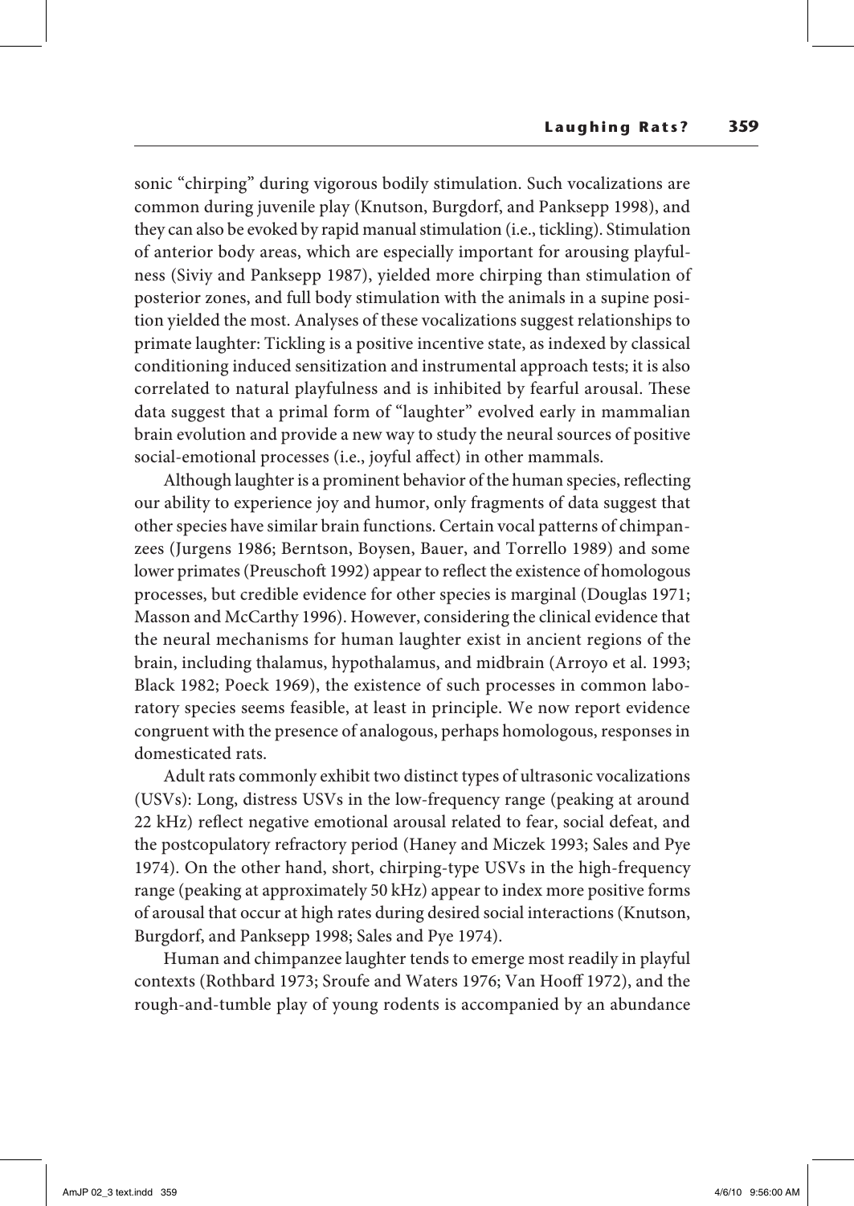sonic "chirping" during vigorous bodily stimulation. Such vocalizations are common during juvenile play (Knutson, Burgdorf, and Panksepp 1998), and they can also be evoked by rapid manual stimulation (i.e., tickling). Stimulation of anterior body areas, which are especially important for arousing playfulness (Siviy and Panksepp 1987), yielded more chirping than stimulation of posterior zones, and full body stimulation with the animals in a supine position yielded the most. Analyses of these vocalizations suggest relationships to primate laughter: Tickling is a positive incentive state, as indexed by classical conditioning induced sensitization and instrumental approach tests; it is also correlated to natural playfulness and is inhibited by fearful arousal. These data suggest that a primal form of "laughter" evolved early in mammalian brain evolution and provide a new way to study the neural sources of positive social-emotional processes (i.e., joyful affect) in other mammals.

Although laughter is a prominent behavior of the human species, reflecting our ability to experience joy and humor, only fragments of data suggest that other species have similar brain functions. Certain vocal patterns of chimpanzees (Jurgens 1986; Berntson, Boysen, Bauer, and Torrello 1989) and some lower primates (Preuschoft 1992) appear to reflect the existence of homologous processes, but credible evidence for other species is marginal (Douglas 1971; Masson and McCarthy 1996). However, considering the clinical evidence that the neural mechanisms for human laughter exist in ancient regions of the brain, including thalamus, hypothalamus, and midbrain (Arroyo et al. 1993; Black 1982; Poeck 1969), the existence of such processes in common laboratory species seems feasible, at least in principle. We now report evidence congruent with the presence of analogous, perhaps homologous, responses in domesticated rats.

Adult rats commonly exhibit two distinct types of ultrasonic vocalizations (USVs): Long, distress USVs in the low-frequency range (peaking at around 22 kHz) reflect negative emotional arousal related to fear, social defeat, and the postcopulatory refractory period (Haney and Miczek 1993; Sales and Pye 1974). On the other hand, short, chirping-type USVs in the high-frequency range (peaking at approximately 50 kHz) appear to index more positive forms of arousal that occur at high rates during desired social interactions (Knutson, Burgdorf, and Panksepp 1998; Sales and Pye 1974).

Human and chimpanzee laughter tends to emerge most readily in playful contexts (Rothbard 1973; Sroufe and Waters 1976; Van Hooff 1972), and the rough-and-tumble play of young rodents is accompanied by an abundance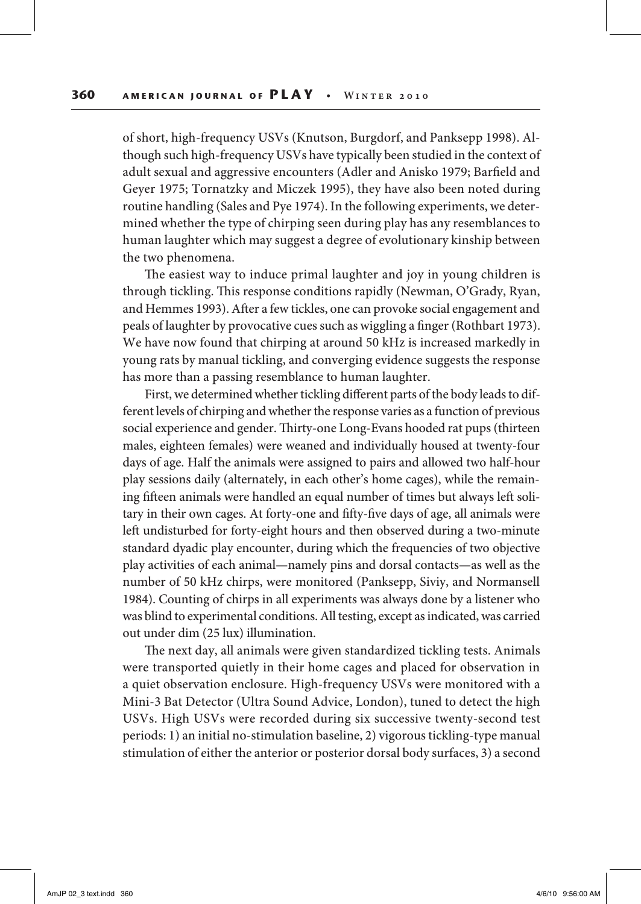of short, high-frequency USVs (Knutson, Burgdorf, and Panksepp 1998). Although such high-frequency USVs have typically been studied in the context of adult sexual and aggressive encounters (Adler and Anisko 1979; Barfield and Geyer 1975; Tornatzky and Miczek 1995), they have also been noted during routine handling (Sales and Pye 1974). In the following experiments, we determined whether the type of chirping seen during play has any resemblances to human laughter which may suggest a degree of evolutionary kinship between the two phenomena.

The easiest way to induce primal laughter and joy in young children is through tickling. This response conditions rapidly (Newman, O'Grady, Ryan, and Hemmes 1993). After a few tickles, one can provoke social engagement and peals of laughter by provocative cues such as wiggling a finger (Rothbart 1973). We have now found that chirping at around 50 kHz is increased markedly in young rats by manual tickling, and converging evidence suggests the response has more than a passing resemblance to human laughter.

First, we determined whether tickling different parts of the body leads to different levels of chirping and whether the response varies as a function of previous social experience and gender. Thirty-one Long-Evans hooded rat pups (thirteen males, eighteen females) were weaned and individually housed at twenty-four days of age. Half the animals were assigned to pairs and allowed two half-hour play sessions daily (alternately, in each other's home cages), while the remaining fifteen animals were handled an equal number of times but always left solitary in their own cages. At forty-one and fifty-five days of age, all animals were left undisturbed for forty-eight hours and then observed during a two-minute standard dyadic play encounter, during which the frequencies of two objective play activities of each animal—namely pins and dorsal contacts—as well as the number of 50 kHz chirps, were monitored (Panksepp, Siviy, and Normansell 1984). Counting of chirps in all experiments was always done by a listener who was blind to experimental conditions. All testing, except as indicated, was carried out under dim (25 lux) illumination.

The next day, all animals were given standardized tickling tests. Animals were transported quietly in their home cages and placed for observation in a quiet observation enclosure. High-frequency USVs were monitored with a Mini-3 Bat Detector (Ultra Sound Advice, London), tuned to detect the high USVs. High USVs were recorded during six successive twenty-second test periods: 1) an initial no-stimulation baseline, 2) vigorous tickling-type manual stimulation of either the anterior or posterior dorsal body surfaces, 3) a second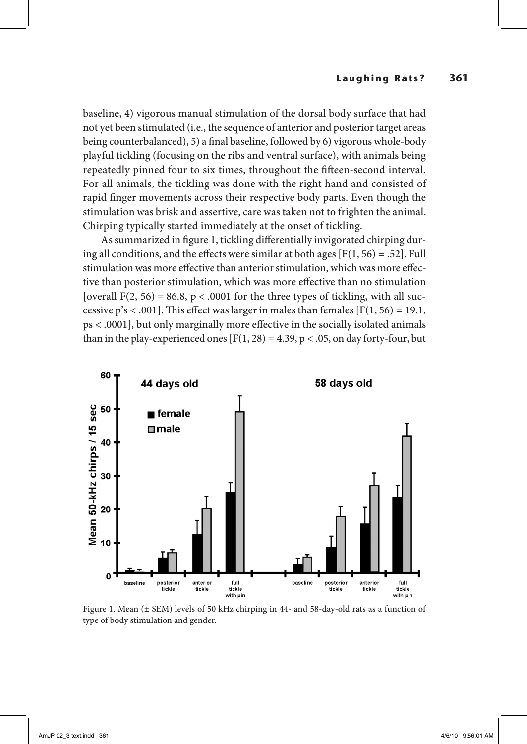baseline, 4) vigorous manual stimulation of the dorsal body surface that had not yet been stimulated (i.e., the sequence of anterior and posterior target areas being counterbalanced), 5) a final baseline, followed by 6) vigorous whole-body playful tickling (focusing on the ribs and ventral surface), with animals being repeatedly pinned four to six times, throughout the fifteen-second interval. For all animals, the tickling was done with the right hand and consisted of rapid finger movements across their respective body parts. Even though the stimulation was brisk and assertive, care was taken not to frighten the animal. Chirping typically started immediately at the onset of tickling.

As summarized in figure 1, tickling differentially invigorated chirping during all conditions, and the effects were similar at both ages [$F(1, 56) = .52$]. Full stimulation was more effective than anterior stimulation, which was more effective than posterior stimulation, which was more effective than no stimulation [overall $F(2, 56) = 86.8$, $p < .0001$ for the three types of tickling, with all successive p's $< .001$]. This effect was larger in males than females [$F(1, 56) = 19.1$, ps $< .0001$], but only marginally more effective in the socially isolated animals than in the play-experienced ones [$F(1, 28) = 4.39$, $p < .05$, on day forty-four, but

Figure 1. Mean (± SEM) levels of 50 kHz chirping in 44- and 58-day-old rats as a function of type of body stimulation and gender.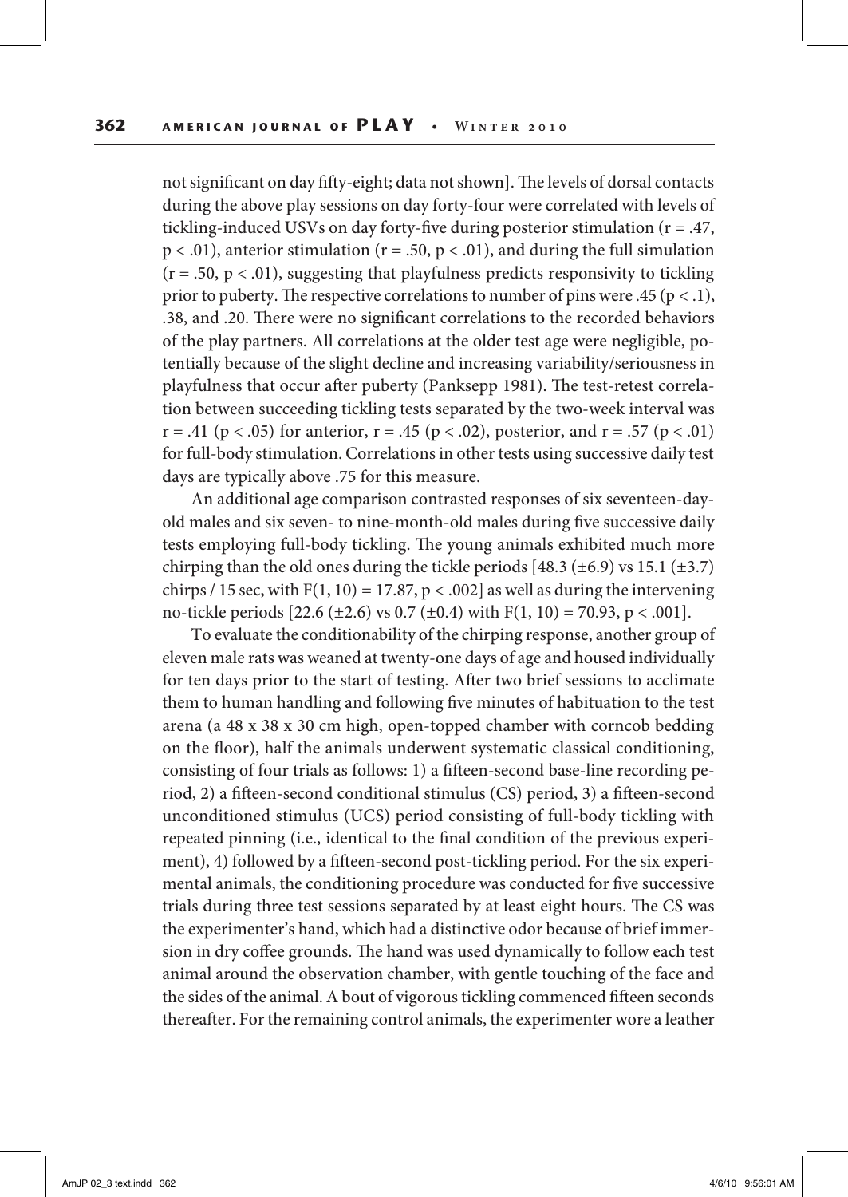not significant on day fifty-eight; data not shown]. The levels of dorsal contacts during the above play sessions on day forty-four were correlated with levels of tickling-induced USVs on day forty-five during posterior stimulation ($r = .47$, $p < .01$), anterior stimulation ($r = .50$, $p < .01$), and during the full simulation ($r = .50$, $p < .01$), suggesting that playfulness predicts responsivity to tickling prior to puberty. The respective correlations to number of pins were .45 ($p < .1$), .38, and .20. There were no significant correlations to the recorded behaviors of the play partners. All correlations at the older test age were negligible, potentially because of the slight decline and increasing variability/seriousness in playfulness that occur after puberty (Panksepp 1981). The test-retest correlation between succeeding tickling tests separated by the two-week interval was $r = .41$ ($p < .05$) for anterior, $r = .45$ ($p < .02$), posterior, and $r = .57$ ($p < .01$) for full-body stimulation. Correlations in other tests using successive daily test days are typically above .75 for this measure.

An additional age comparison contrasted responses of six seventeen-day-old males and six seven- to nine-month-old males during five successive daily tests employing full-body tickling. The young animals exhibited much more chirping than the old ones during the tickle periods [48.3 ($\pm$6.9) vs 15.1 ($\pm$3.7) chirps / 15 sec, with $F(1, 10) = 17.87$, $p < .002$] as well as during the intervening no-tickle periods [22.6 ($\pm$2.6) vs 0.7 ($\pm$0.4) with $F(1, 10) = 70.93$, $p < .001$].

To evaluate the conditionability of the chirping response, another group of eleven male rats was weaned at twenty-one days of age and housed individually for ten days prior to the start of testing. After two brief sessions to acclimate them to human handling and following five minutes of habituation to the test arena (a 48 x 38 x 30 cm high, open-topped chamber with corncob bedding on the floor), half the animals underwent systematic classical conditioning, consisting of four trials as follows: 1) a fifteen-second base-line recording period, 2) a fifteen-second conditional stimulus (CS) period, 3) a fifteen-second unconditioned stimulus (UCS) period consisting of full-body tickling with repeated pinning (i.e., identical to the final condition of the previous experiment), 4) followed by a fifteen-second post-tickling period. For the six experimental animals, the conditioning procedure was conducted for five successive trials during three test sessions separated by at least eight hours. The CS was the experimenter's hand, which had a distinctive odor because of brief immersion in dry coffee grounds. The hand was used dynamically to follow each test animal around the observation chamber, with gentle touching of the face and the sides of the animal. A bout of vigorous tickling commenced fifteen seconds thereafter. For the remaining control animals, the experimenter wore a leather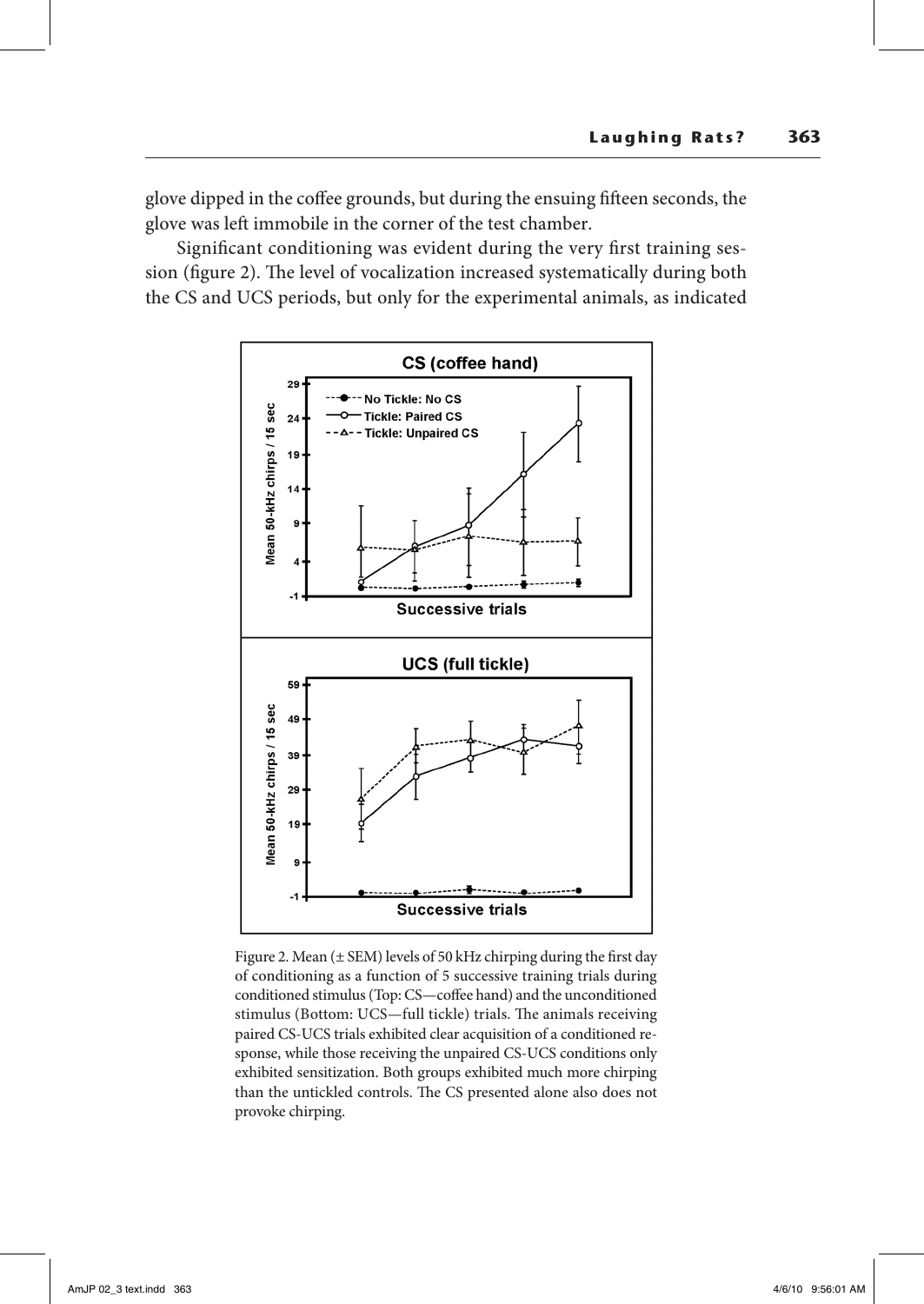glove dipped in the coffee grounds, but during the ensuing fifteen seconds, the glove was left immobile in the corner of the test chamber.

Significant conditioning was evident during the very first training session (figure 2). The level of vocalization increased systematically during both the CS and UCS periods, but only for the experimental animals, as indicated

Figure 2. Mean (± SEM) levels of 50 kHz chirping during the first day of conditioning as a function of 5 successive training trials during conditioned stimulus (Top: CS—coffee hand) and the unconditioned stimulus (Bottom: UCS—full tickle) trials. The animals receiving paired CS-UCS trials exhibited clear acquisition of a conditioned response, while those receiving the unpaired CS-UCS conditions only exhibited sensitization. Both groups exhibited much more chirping than the untickled controls. The CS presented alone also does not provoke chirping.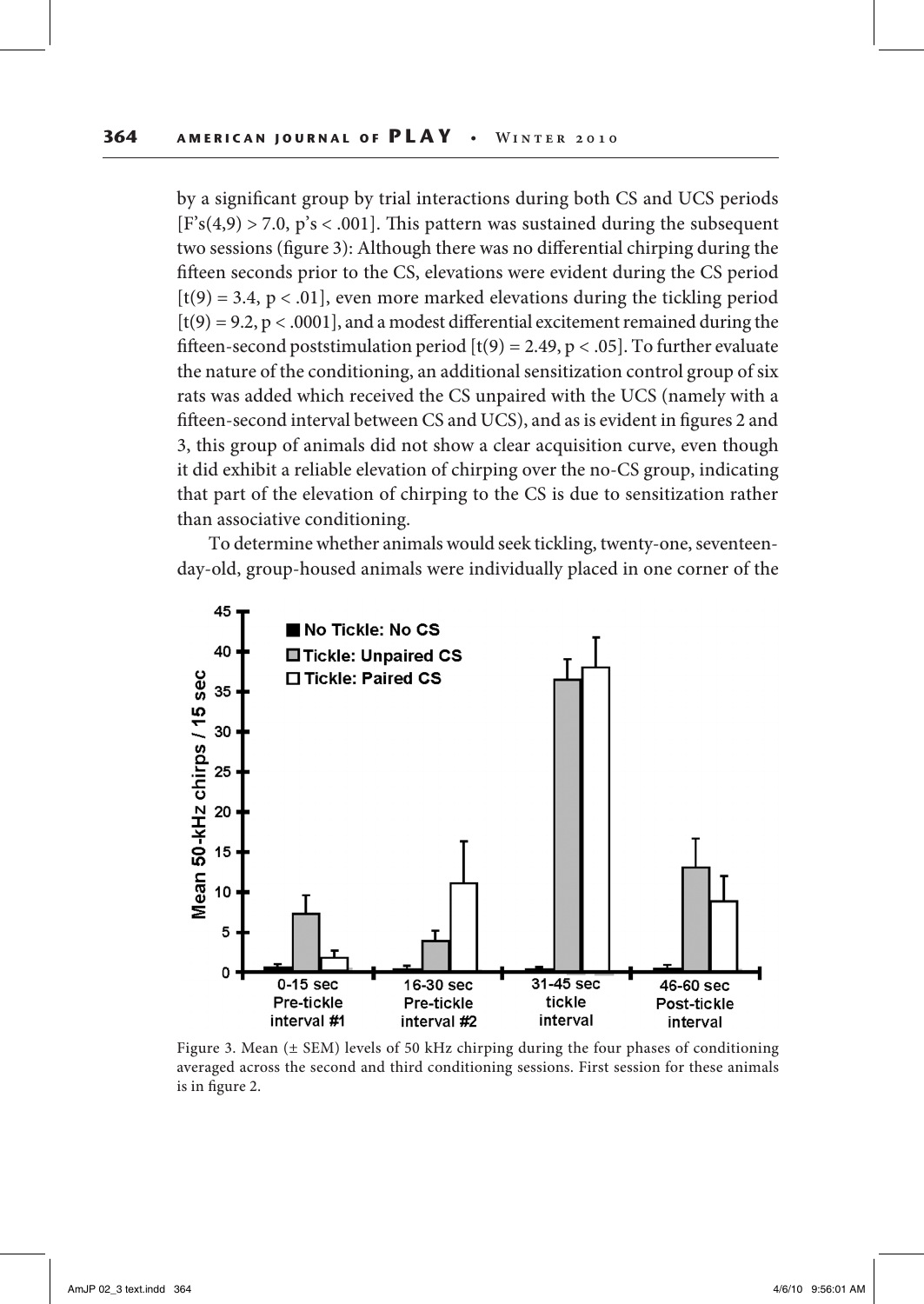by a significant group by trial interactions during both CS and UCS periods [$F$'s$(4,9) > 7.0$, $p$'s $< .001$]. This pattern was sustained during the subsequent two sessions (figure 3): Although there was no differential chirping during the fifteen seconds prior to the CS, elevations were evident during the CS period [$t(9) = 3.4$, $p < .01$], even more marked elevations during the tickling period [$t(9) = 9.2$, $p < .0001$], and a modest differential excitement remained during the fifteen-second poststimulation period [$t(9) = 2.49$, $p < .05$]. To further evaluate the nature of the conditioning, an additional sensitization control group of six rats was added which received the CS unpaired with the UCS (namely with a fifteen-second interval between CS and UCS), and as is evident in figures 2 and 3, this group of animals did not show a clear acquisition curve, even though it did exhibit a reliable elevation of chirping over the no-CS group, indicating that part of the elevation of chirping to the CS is due to sensitization rather than associative conditioning.

To determine whether animals would seek tickling, twenty-one, seventeen-day-old, group-housed animals were individually placed in one corner of the

Figure 3. Mean (± SEM) levels of 50 kHz chirping during the four phases of conditioning averaged across the second and third conditioning sessions. First session for these animals is in figure 2.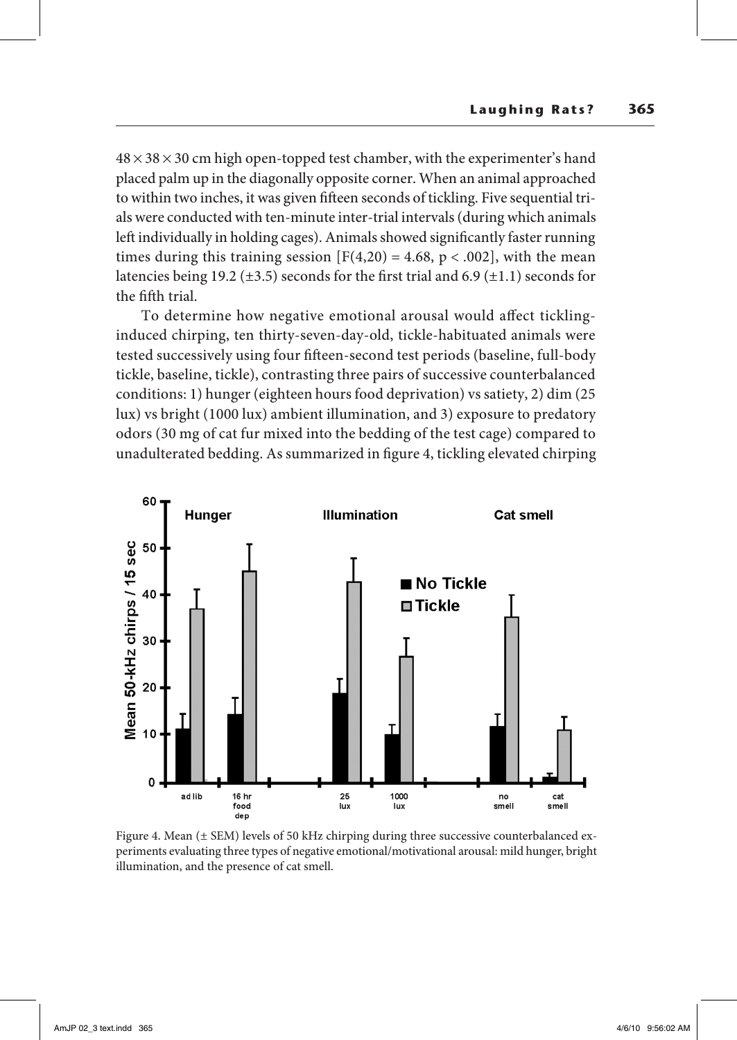$48 \times 38 \times 30$ cm high open-topped test chamber, with the experimenter's hand placed palm up in the diagonally opposite corner. When an animal approached to within two inches, it was given fifteen seconds of tickling. Five sequential trials were conducted with ten-minute inter-trial intervals (during which animals left individually in holding cages). Animals showed significantly faster running times during this training session [$F(4,20) = 4.68$, $p < .002$], with the mean latencies being 19.2 ($\pm$3.5) seconds for the first trial and 6.9 ($\pm$1.1) seconds for the fifth trial.

To determine how negative emotional arousal would affect tickling-induced chirping, ten thirty-seven-day-old, tickle-habituated animals were tested successively using four fifteen-second test periods (baseline, full-body tickle, baseline, tickle), contrasting three pairs of successive counterbalanced conditions: 1) hunger (eighteen hours food deprivation) vs satiety, 2) dim (25 lux) vs bright (1000 lux) ambient illumination, and 3) exposure to predatory odors (30 mg of cat fur mixed into the bedding of the test cage) compared to unadulterated bedding. As summarized in figure 4, tickling elevated chirping

Figure 4. Mean ($\pm$ SEM) levels of 50 kHz chirping during three successive counterbalanced experiments evaluating three types of negative emotional/motivational arousal: mild hunger, bright illumination, and the presence of cat smell.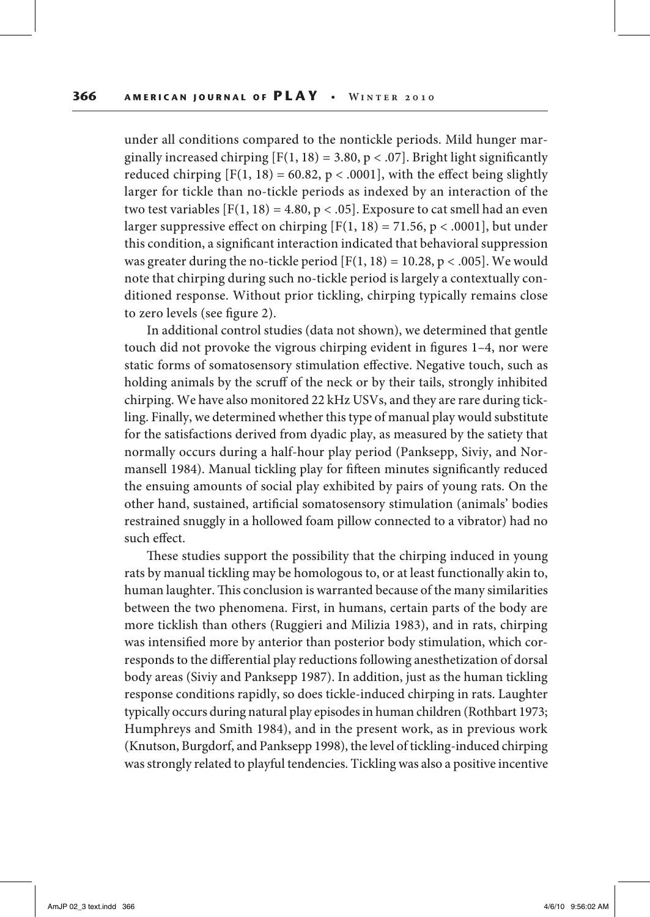under all conditions compared to the nontickle periods. Mild hunger marginally increased chirping [$F(1, 18) = 3.80$, $p < .07$]. Bright light significantly reduced chirping [$F(1, 18) = 60.82$, $p < .0001$], with the effect being slightly larger for tickle than no-tickle periods as indexed by an interaction of the two test variables [$F(1, 18) = 4.80$, $p < .05$]. Exposure to cat smell had an even larger suppressive effect on chirping [$F(1, 18) = 71.56$, $p < .0001$], but under this condition, a significant interaction indicated that behavioral suppression was greater during the no-tickle period [$F(1, 18) = 10.28$, $p < .005$]. We would note that chirping during such no-tickle period is largely a contextually conditioned response. Without prior tickling, chirping typically remains close to zero levels (see figure 2).

In additional control studies (data not shown), we determined that gentle touch did not provoke the vigorous chirping evident in figures 1–4, nor were static forms of somatosensory stimulation effective. Negative touch, such as holding animals by the scruff of the neck or by their tails, strongly inhibited chirping. We have also monitored 22 kHz USVs, and they are rare during tickling. Finally, we determined whether this type of manual play would substitute for the satisfactions derived from dyadic play, as measured by the satiety that normally occurs during a half-hour play period (Panksepp, Siviy, and Normansell 1984). Manual tickling play for fifteen minutes significantly reduced the ensuing amounts of social play exhibited by pairs of young rats. On the other hand, sustained, artificial somatosensory stimulation (animals' bodies restrained snuggly in a hollowed foam pillow connected to a vibrator) had no such effect.

These studies support the possibility that the chirping induced in young rats by manual tickling may be homologous to, or at least functionally akin to, human laughter. This conclusion is warranted because of the many similarities between the two phenomena. First, in humans, certain parts of the body are more ticklish than others (Ruggieri and Milizia 1983), and in rats, chirping was intensified more by anterior than posterior body stimulation, which corresponds to the differential play reductions following anesthetization of dorsal body areas (Siviy and Panksepp 1987). In addition, just as the human tickling response conditions rapidly, so does tickle-induced chirping in rats. Laughter typically occurs during natural play episodes in human children (Rothbart 1973; Humphreys and Smith 1984), and in the present work, as in previous work (Knutson, Burgdorf, and Panksepp 1998), the level of tickling-induced chirping was strongly related to playful tendencies. Tickling was also a positive incentive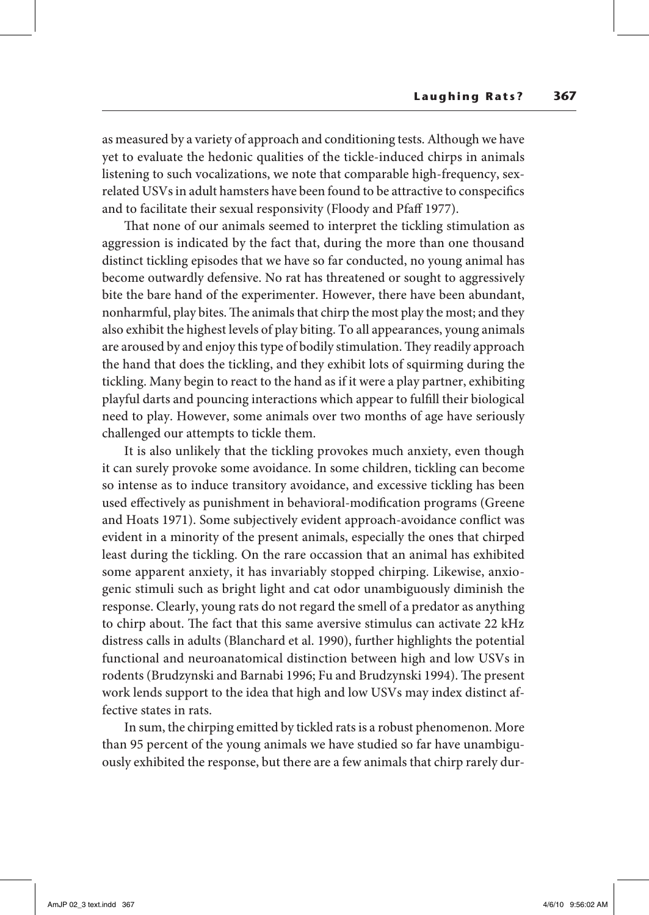as measured by a variety of approach and conditioning tests. Although we have yet to evaluate the hedonic qualities of the tickle-induced chirps in animals listening to such vocalizations, we note that comparable high-frequency, sex-related USVs in adult hamsters have been found to be attractive to conspecifics and to facilitate their sexual responsivity (Floody and Pfaff 1977).

That none of our animals seemed to interpret the tickling stimulation as aggression is indicated by the fact that, during the more than one thousand distinct tickling episodes that we have so far conducted, no young animal has become outwardly defensive. No rat has threatened or sought to aggressively bite the bare hand of the experimenter. However, there have been abundant, nonharmful, play bites. The animals that chirp the most play the most; and they also exhibit the highest levels of play biting. To all appearances, young animals are aroused by and enjoy this type of bodily stimulation. They readily approach the hand that does the tickling, and they exhibit lots of squirming during the tickling. Many begin to react to the hand as if it were a play partner, exhibiting playful darts and pouncing interactions which appear to fulfill their biological need to play. However, some animals over two months of age have seriously challenged our attempts to tickle them.

It is also unlikely that the tickling provokes much anxiety, even though it can surely provoke some avoidance. In some children, tickling can become so intense as to induce transitory avoidance, and excessive tickling has been used effectively as punishment in behavioral-modification programs (Greene and Hoats 1971). Some subjectively evident approach-avoidance conflict was evident in a minority of the present animals, especially the ones that chirped least during the tickling. On the rare occassion that an animal has exhibited some apparent anxiety, it has invariably stopped chirping. Likewise, anxiogenic stimuli such as bright light and cat odor unambiguously diminish the response. Clearly, young rats do not regard the smell of a predator as anything to chirp about. The fact that this same aversive stimulus can activate 22 kHz distress calls in adults (Blanchard et al. 1990), further highlights the potential functional and neuroanatomical distinction between high and low USVs in rodents (Brudzynski and Barnabi 1996; Fu and Brudzynski 1994). The present work lends support to the idea that high and low USVs may index distinct affective states in rats.

In sum, the chirping emitted by tickled rats is a robust phenomenon. More than 95 percent of the young animals we have studied so far have unambiguously exhibited the response, but there are a few animals that chirp rarely dur-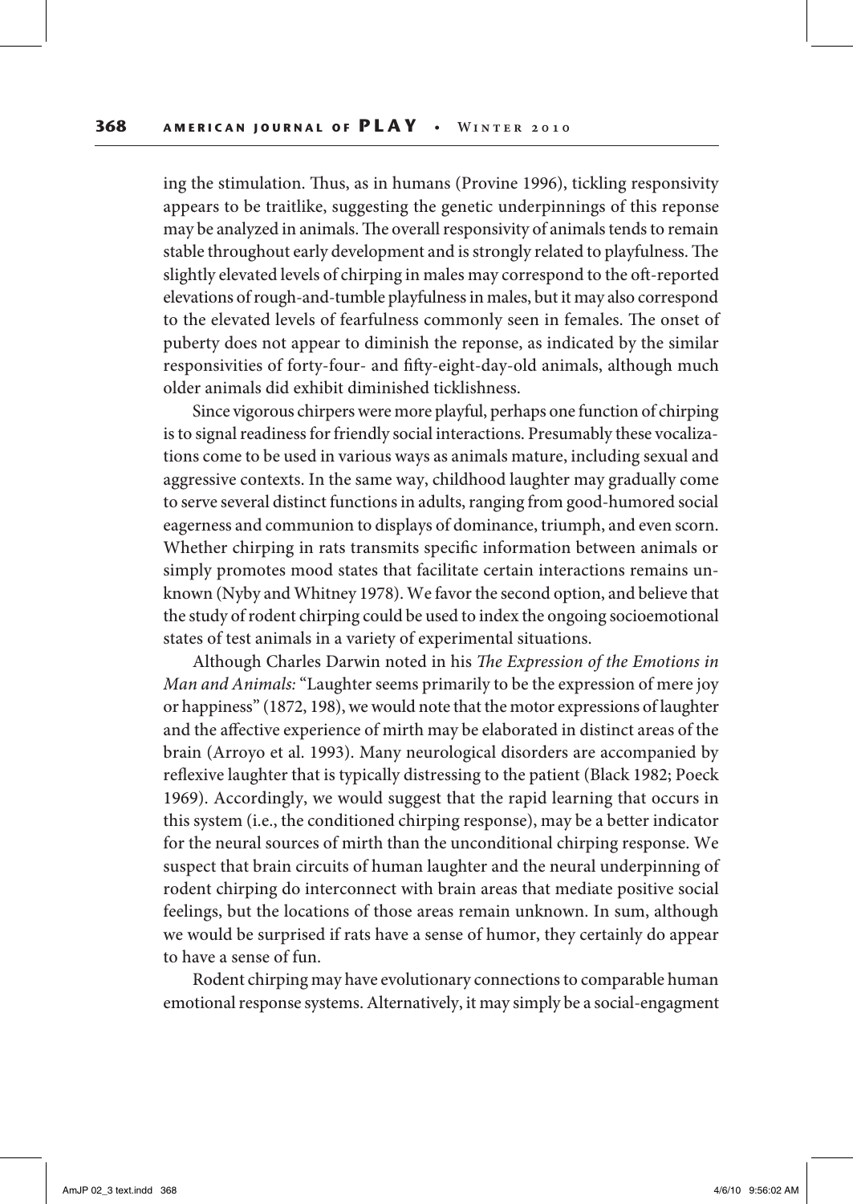ing the stimulation. Thus, as in humans (Provine 1996), tickling responsivity appears to be traitlike, suggesting the genetic underpinnings of this reponse may be analyzed in animals. The overall responsivity of animals tends to remain stable throughout early development and is strongly related to playfulness. The slightly elevated levels of chirping in males may correspond to the oft-reported elevations of rough-and-tumble playfulness in males, but it may also correspond to the elevated levels of fearfulness commonly seen in females. The onset of puberty does not appear to diminish the reponse, as indicated by the similar responsivities of forty-four- and fifty-eight-day-old animals, although much older animals did exhibit diminished ticklishness.

Since vigorous chirpers were more playful, perhaps one function of chirping is to signal readiness for friendly social interactions. Presumably these vocalizations come to be used in various ways as animals mature, including sexual and aggressive contexts. In the same way, childhood laughter may gradually come to serve several distinct functions in adults, ranging from good-humored social eagerness and communion to displays of dominance, triumph, and even scorn. Whether chirping in rats transmits specific information between animals or simply promotes mood states that facilitate certain interactions remains unknown (Nyby and Whitney 1978). We favor the second option, and believe that the study of rodent chirping could be used to index the ongoing socioemotional states of test animals in a variety of experimental situations.

Although Charles Darwin noted in his *The Expression of the Emotions in Man and Animals:* "Laughter seems primarily to be the expression of mere joy or happiness" (1872, 198), we would note that the motor expressions of laughter and the affective experience of mirth may be elaborated in distinct areas of the brain (Arroyo et al. 1993). Many neurological disorders are accompanied by reflexive laughter that is typically distressing to the patient (Black 1982; Poeck 1969). Accordingly, we would suggest that the rapid learning that occurs in this system (i.e., the conditioned chirping response), may be a better indicator for the neural sources of mirth than the unconditional chirping response. We suspect that brain circuits of human laughter and the neural underpinning of rodent chirping do interconnect with brain areas that mediate positive social feelings, but the locations of those areas remain unknown. In sum, although we would be surprised if rats have a sense of humor, they certainly do appear to have a sense of fun.

Rodent chirping may have evolutionary connections to comparable human emotional response systems. Alternatively, it may simply be a social-engagment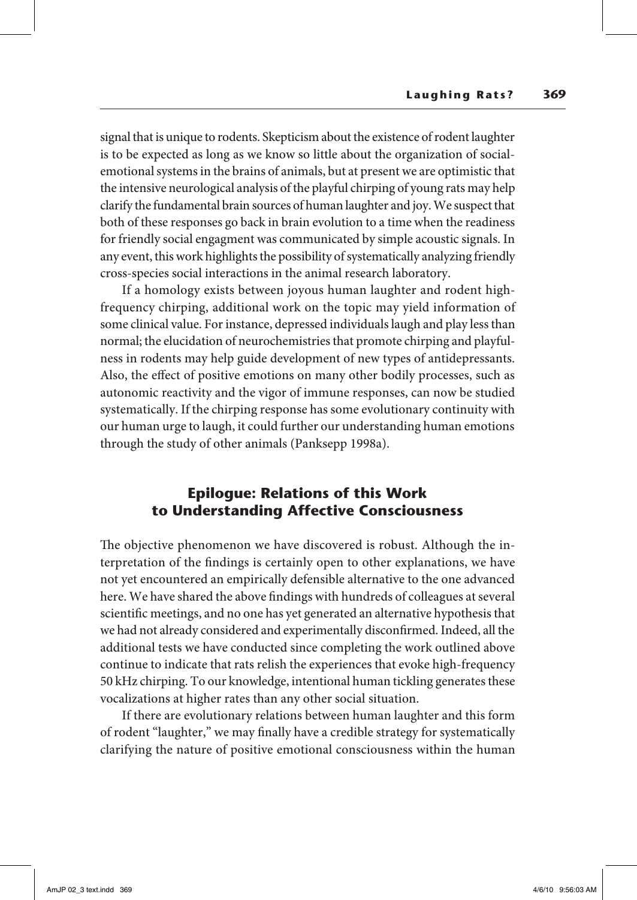signal that is unique to rodents. Skepticism about the existence of rodent laughter is to be expected as long as we know so little about the organization of social-emotional systems in the brains of animals, but at present we are optimistic that the intensive neurological analysis of the playful chirping of young rats may help clarify the fundamental brain sources of human laughter and joy. We suspect that both of these responses go back in brain evolution to a time when the readiness for friendly social engagment was communicated by simple acoustic signals. In any event, this work highlights the possibility of systematically analyzing friendly cross-species social interactions in the animal research laboratory.

If a homology exists between joyous human laughter and rodent high-frequency chirping, additional work on the topic may yield information of some clinical value. For instance, depressed individuals laugh and play less than normal; the elucidation of neurochemistries that promote chirping and playfulness in rodents may help guide development of new types of antidepressants. Also, the effect of positive emotions on many other bodily processes, such as autonomic reactivity and the vigor of immune responses, can now be studied systematically. If the chirping response has some evolutionary continuity with our human urge to laugh, it could further our understanding human emotions through the study of other animals (Panksepp 1998a).

## Epilogue: Relations of this Work to Understanding Affective Consciousness

The objective phenomenon we have discovered is robust. Although the interpretation of the findings is certainly open to other explanations, we have not yet encountered an empirically defensible alternative to the one advanced here. We have shared the above findings with hundreds of colleagues at several scientific meetings, and no one has yet generated an alternative hypothesis that we had not already considered and experimentally disconfirmed. Indeed, all the additional tests we have conducted since completing the work outlined above continue to indicate that rats relish the experiences that evoke high-frequency 50 kHz chirping. To our knowledge, intentional human tickling generates these vocalizations at higher rates than any other social situation.

If there are evolutionary relations between human laughter and this form of rodent "laughter," we may finally have a credible strategy for systematically clarifying the nature of positive emotional consciousness within the human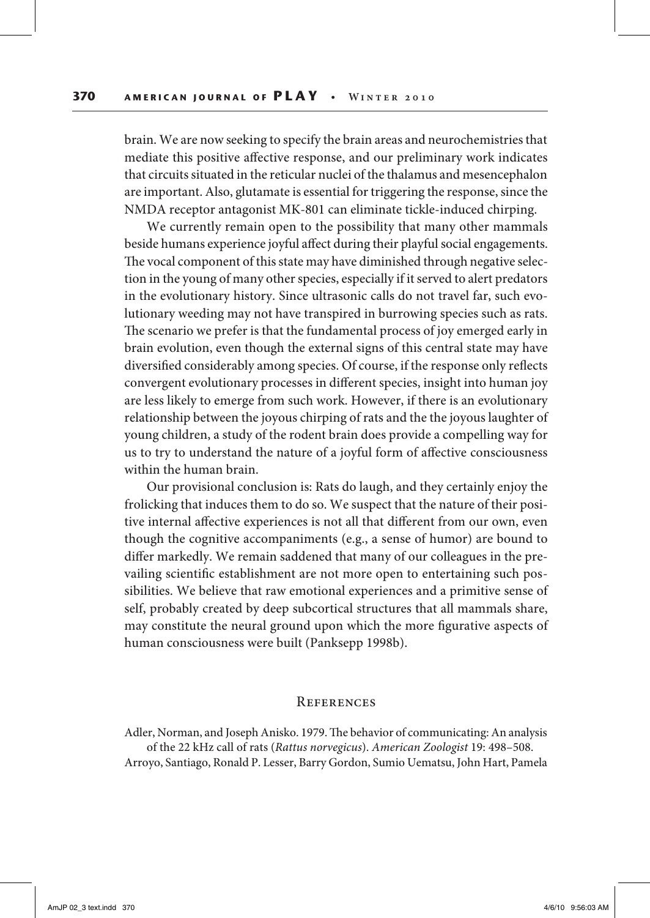brain. We are now seeking to specify the brain areas and neurochemistries that mediate this positive affective response, and our preliminary work indicates that circuits situated in the reticular nuclei of the thalamus and mesencephalon are important. Also, glutamate is essential for triggering the response, since the NMDA receptor antagonist MK-801 can eliminate tickle-induced chirping.

We currently remain open to the possibility that many other mammals beside humans experience joyful affect during their playful social engagements. The vocal component of this state may have diminished through negative selection in the young of many other species, especially if it served to alert predators in the evolutionary history. Since ultrasonic calls do not travel far, such evolutionary weeding may not have transpired in burrowing species such as rats. The scenario we prefer is that the fundamental process of joy emerged early in brain evolution, even though the external signs of this central state may have diversified considerably among species. Of course, if the response only reflects convergent evolutionary processes in different species, insight into human joy are less likely to emerge from such work. However, if there is an evolutionary relationship between the joyous chirping of rats and the the joyous laughter of young children, a study of the rodent brain does provide a compelling way for us to try to understand the nature of a joyful form of affective consciousness within the human brain.

Our provisional conclusion is: Rats do laugh, and they certainly enjoy the frolicking that induces them to do so. We suspect that the nature of their positive internal affective experiences is not all that different from our own, even though the cognitive accompaniments (e.g., a sense of humor) are bound to differ markedly. We remain saddened that many of our colleagues in the prevailing scientific establishment are not more open to entertaining such possibilities. We believe that raw emotional experiences and a primitive sense of self, probably created by deep subcortical structures that all mammals share, may constitute the neural ground upon which the more figurative aspects of human consciousness were built (Panksepp 1998b).

## References

Adler, Norman, and Joseph Anisko. 1979. The behavior of communicating: An analysis of the 22 kHz call of rats (*Rattus norvegicus*). *American Zoologist* 19: 498–508.

Arroyo, Santiago, Ronald P. Lesser, Barry Gordon, Sumio Uematsu, John Hart, Pamela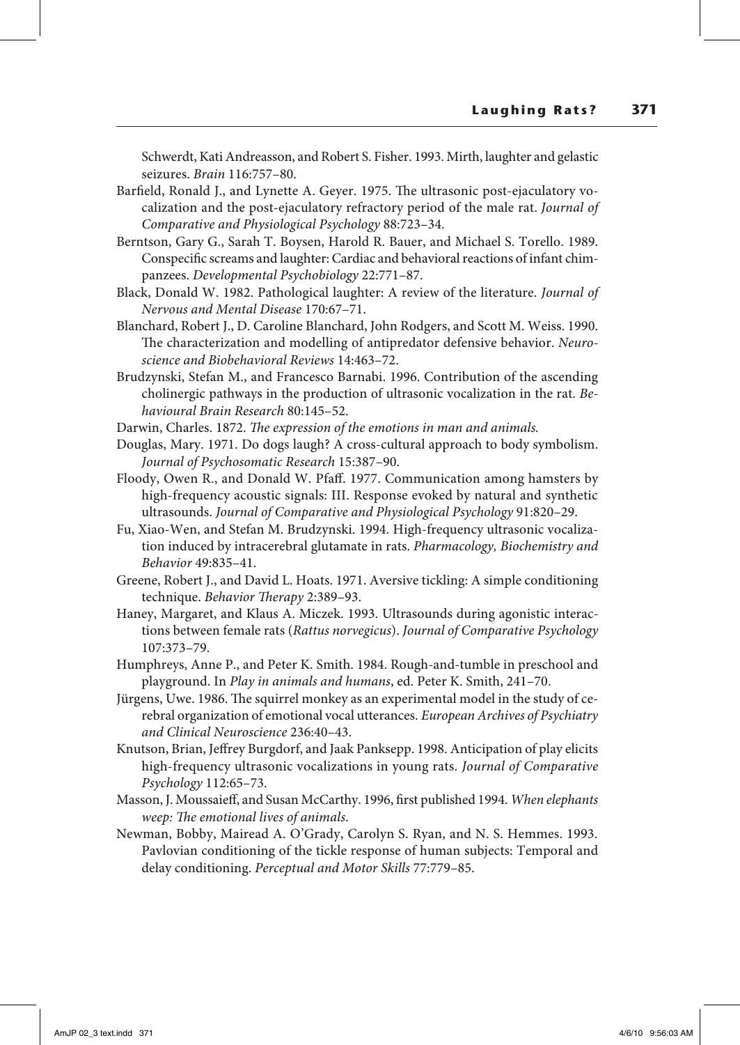Schwerdt, Kati Andreasson, and Robert S. Fisher. 1993. Mirth, laughter and gelastic seizures. *Brain* 116:757–80.

Barfield, Ronald J., and Lynette A. Geyer. 1975. The ultrasonic post-ejaculatory vocalization and the post-ejaculatory refractory period of the male rat. *Journal of Comparative and Physiological Psychology* 88:723–34.

Berntson, Gary G., Sarah T. Boysen, Harold R. Bauer, and Michael S. Torello. 1989. Conspecific screams and laughter: Cardiac and behavioral reactions of infant chimpanzees. *Developmental Psychobiology* 22:771–87.

Black, Donald W. 1982. Pathological laughter: A review of the literature. *Journal of Nervous and Mental Disease* 170:67–71.

Blanchard, Robert J., D. Caroline Blanchard, John Rodgers, and Scott M. Weiss. 1990. The characterization and modelling of antipredator defensive behavior. *Neuroscience and Biobehavioral Reviews* 14:463–72.

Brudzynski, Stefan M., and Francesco Barnabi. 1996. Contribution of the ascending cholinergic pathways in the production of ultrasonic vocalization in the rat. *Behavioural Brain Research* 80:145–52.

Darwin, Charles. 1872. *The expression of the emotions in man and animals.*

Douglas, Mary. 1971. Do dogs laugh? A cross-cultural approach to body symbolism. *Journal of Psychosomatic Research* 15:387–90.

Floody, Owen R., and Donald W. Pfaff. 1977. Communication among hamsters by high-frequency acoustic signals: III. Response evoked by natural and synthetic ultrasounds. *Journal of Comparative and Physiological Psychology* 91:820–29.

Fu, Xiao-Wen, and Stefan M. Brudzynski. 1994. High-frequency ultrasonic vocalization induced by intracerebral glutamate in rats. *Pharmacology, Biochemistry and Behavior* 49:835–41.

Greene, Robert J., and David L. Hoats. 1971. Aversive tickling: A simple conditioning technique. *Behavior Therapy* 2:389–93.

Haney, Margaret, and Klaus A. Miczek. 1993. Ultrasounds during agonistic interactions between female rats (*Rattus norvegicus*). *Journal of Comparative Psychology* 107:373–79.

Humphreys, Anne P., and Peter K. Smith. 1984. Rough-and-tumble in preschool and playground. In *Play in animals and humans*, ed. Peter K. Smith, 241–70.

Jürgens, Uwe. 1986. The squirrel monkey as an experimental model in the study of cerebral organization of emotional vocal utterances. *European Archives of Psychiatry and Clinical Neuroscience* 236:40–43.

Knutson, Brian, Jeffrey Burgdorf, and Jaak Panksepp. 1998. Anticipation of play elicits high-frequency ultrasonic vocalizations in young rats. *Journal of Comparative Psychology* 112:65–73.

Masson, J. Moussaieff, and Susan McCarthy. 1996, first published 1994. *When elephants weep: The emotional lives of animals.*

Newman, Bobby, Mairead A. O'Grady, Carolyn S. Ryan, and N. S. Hemmes. 1993. Pavlovian conditioning of the tickle response of human subjects: Temporal and delay conditioning. *Perceptual and Motor Skills* 77:779–85.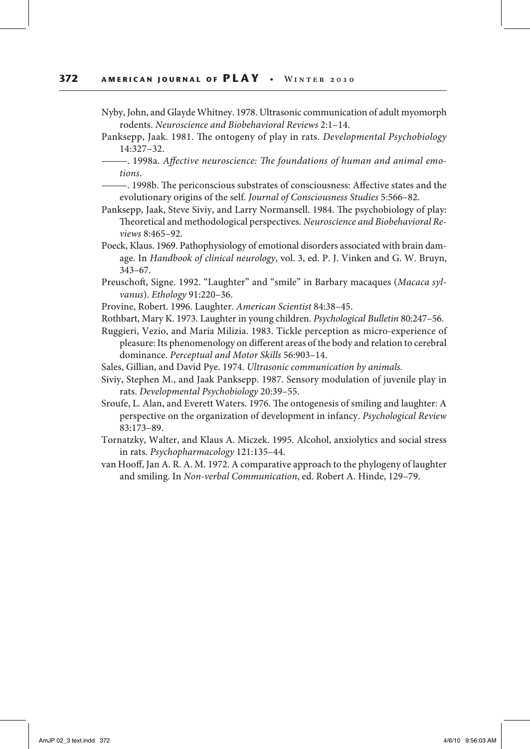Nyby, John, and Glayde Whitney. 1978. Ultrasonic communication of adult myomorph rodents. *Neuroscience and Biobehavioral Reviews* 2:1–14.

Panksepp, Jaak. 1981. The ontogeny of play in rats. *Developmental Psychobiology* 14:327–32.

———. 1998a. *Affective neuroscience: The foundations of human and animal emotions*.

———. 1998b. The periconscious substrates of consciousness: Affective states and the evolutionary origins of the self. *Journal of Consciousness Studies* 5:566–82.

Panksepp, Jaak, Steve Siviy, and Larry Normansell. 1984. The psychobiology of play: Theoretical and methodological perspectives. *Neuroscience and Biobehavioral Reviews* 8:465–92.

Poeck, Klaus. 1969. Pathophysiology of emotional disorders associated with brain damage. In *Handbook of clinical neurology*, vol. 3, ed. P. J. Vinken and G. W. Bruyn, 343–67.

Preuschoft, Signe. 1992. "Laughter" and "smile" in Barbary macaques (*Macaca sylvanus*). *Ethology* 91:220–36.

Provine, Robert. 1996. Laughter. *American Scientist* 84:38–45.

Rothbart, Mary K. 1973. Laughter in young children. *Psychological Bulletin* 80:247–56.

Ruggieri, Vezio, and Maria Milizia. 1983. Tickle perception as micro-experience of pleasure: Its phenomenology on different areas of the body and relation to cerebral dominance. *Perceptual and Motor Skills* 56:903–14.

Sales, Gillian, and David Pye. 1974. *Ultrasonic communication by animals.*

Siviy, Stephen M., and Jaak Panksepp. 1987. Sensory modulation of juvenile play in rats. *Developmental Psychobiology* 20:39–55.

Sroufe, L. Alan, and Everett Waters. 1976. The ontogenesis of smiling and laughter: A perspective on the organization of development in infancy. *Psychological Review* 83:173–89.

Tornatzky, Walter, and Klaus A. Miczek. 1995. Alcohol, anxiolytics and social stress in rats. *Psychopharmacology* 121:135–44.

van Hooff, Jan A. R. A. M. 1972. A comparative approach to the phylogeny of laughter and smiling. In *Non-verbal Communication*, ed. Robert A. Hinde, 129–79.